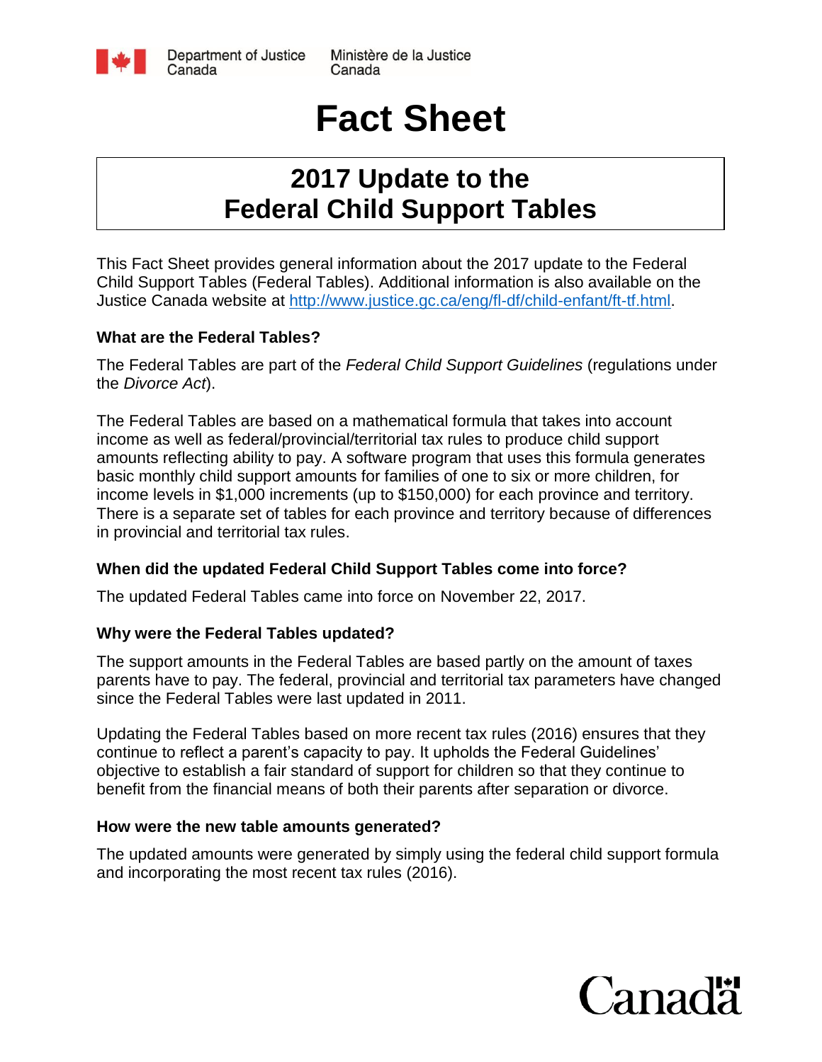Department of Justice Canada | Ministère de la Justice Canada

# Fact Sheet

## 2017 Update to the Federal Child Support Tables

This Fact Sheet provides general information about the 2017 update to the Federal Child Support Tables (Federal Tables). Additional information is also available on the Justice Canada website at http://www.justice.gc.ca/eng/fl-df/child-enfant/ft-tf.html.

### What are the Federal Tables?

The Federal Tables are part of the *Federal Child Support Guidelines* (regulations under the *Divorce Act*).

The Federal Tables are based on a mathematical formula that takes into account income as well as federal/provincial/territorial tax rules to produce child support amounts reflecting ability to pay. A software program that uses this formula generates basic monthly child support amounts for families of one to six or more children, for income levels in $1,000 increments (up to $150,000) for each province and territory. There is a separate set of tables for each province and territory because of differences in provincial and territorial tax rules.

### When did the updated Federal Child Support Tables come into force?

The updated Federal Tables came into force on November 22, 2017.

### Why were the Federal Tables updated?

The support amounts in the Federal Tables are based partly on the amount of taxes parents have to pay. The federal, provincial and territorial tax parameters have changed since the Federal Tables were last updated in 2011.

Updating the Federal Tables based on more recent tax rules (2016) ensures that they continue to reflect a parent's capacity to pay. It upholds the Federal Guidelines' objective to establish a fair standard of support for children so that they continue to benefit from the financial means of both their parents after separation or divorce.

### How were the new table amounts generated?

The updated amounts were generated by simply using the federal child support formula and incorporating the most recent tax rules (2016).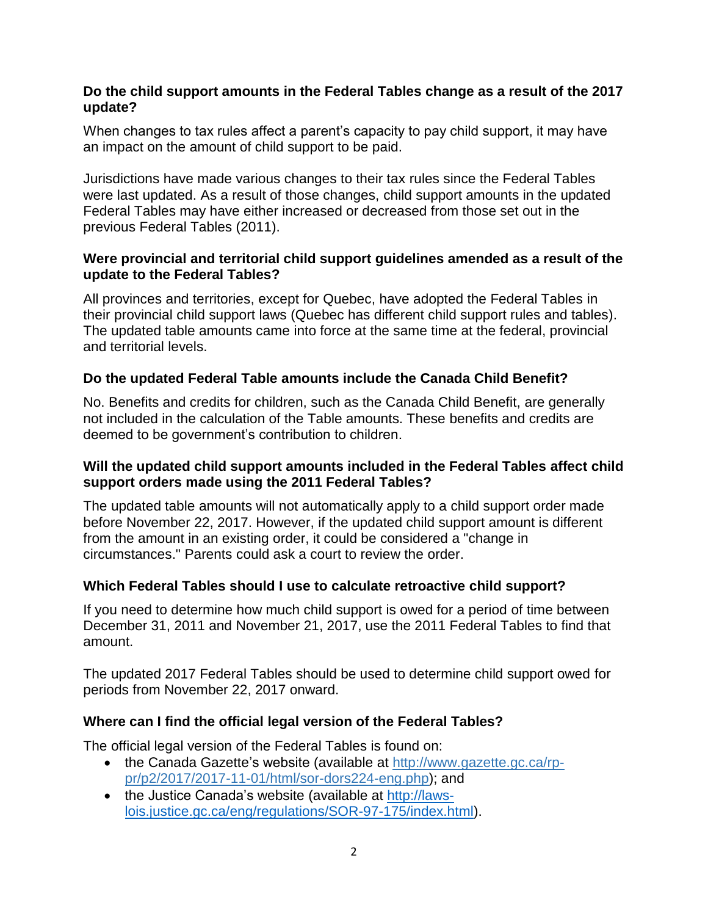**Do the child support amounts in the Federal Tables change as a result of the 2017 update?**

When changes to tax rules affect a parent's capacity to pay child support, it may have an impact on the amount of child support to be paid.

Jurisdictions have made various changes to their tax rules since the Federal Tables were last updated. As a result of those changes, child support amounts in the updated Federal Tables may have either increased or decreased from those set out in the previous Federal Tables (2011).

**Were provincial and territorial child support guidelines amended as a result of the update to the Federal Tables?**

All provinces and territories, except for Quebec, have adopted the Federal Tables in their provincial child support laws (Quebec has different child support rules and tables). The updated table amounts came into force at the same time at the federal, provincial and territorial levels.

**Do the updated Federal Table amounts include the Canada Child Benefit?**

No. Benefits and credits for children, such as the Canada Child Benefit, are generally not included in the calculation of the Table amounts. These benefits and credits are deemed to be government's contribution to children.

**Will the updated child support amounts included in the Federal Tables affect child support orders made using the 2011 Federal Tables?**

The updated table amounts will not automatically apply to a child support order made before November 22, 2017. However, if the updated child support amount is different from the amount in an existing order, it could be considered a "change in circumstances." Parents could ask a court to review the order.

**Which Federal Tables should I use to calculate retroactive child support?**

If you need to determine how much child support is owed for a period of time between December 31, 2011 and November 21, 2017, use the 2011 Federal Tables to find that amount.

The updated 2017 Federal Tables should be used to determine child support owed for periods from November 22, 2017 onward.

**Where can I find the official legal version of the Federal Tables?**

The official legal version of the Federal Tables is found on:

- the Canada Gazette's website (available at [http://www.gazette.gc.ca/rp-pr/p2/2017/2017-11-01/html/sor-dors224-eng.php](http://www.gazette.gc.ca/rp-pr/p2/2017/2017-11-01/html/sor-dors224-eng.php)); and
- the Justice Canada's website (available at [http://laws-lois.justice.gc.ca/eng/regulations/SOR-97-175/index.html](http://laws-lois.justice.gc.ca/eng/regulations/SOR-97-175/index.html)).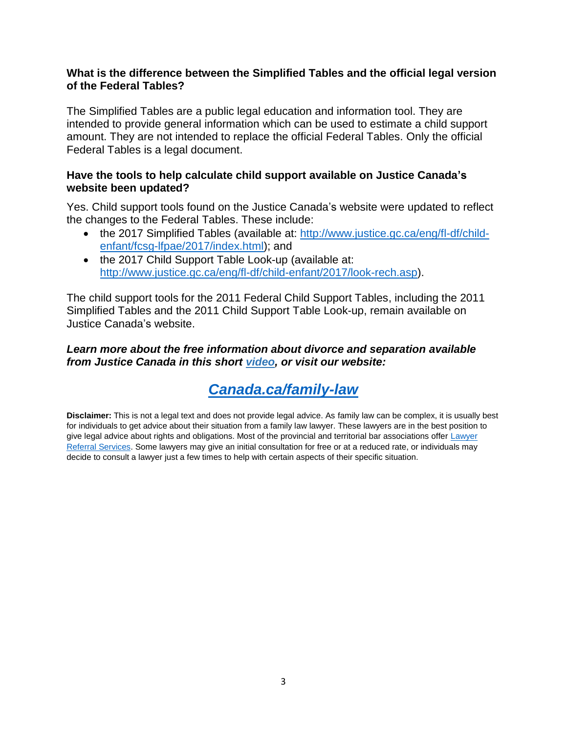### What is the difference between the Simplified Tables and the official legal version of the Federal Tables?

The Simplified Tables are a public legal education and information tool. They are intended to provide general information which can be used to estimate a child support amount. They are not intended to replace the official Federal Tables. Only the official Federal Tables is a legal document.

### Have the tools to help calculate child support available on Justice Canada's website been updated?

Yes. Child support tools found on the Justice Canada's website were updated to reflect the changes to the Federal Tables. These include:

- the 2017 Simplified Tables (available at: http://www.justice.gc.ca/eng/fl-df/child-enfant/fcsg-lfpae/2017/index.html); and
- the 2017 Child Support Table Look-up (available at: http://www.justice.gc.ca/eng/fl-df/child-enfant/2017/look-rech.asp).

The child support tools for the 2011 Federal Child Support Tables, including the 2011 Simplified Tables and the 2011 Child Support Table Look-up, remain available on Justice Canada's website.

***Learn more about the free information about divorce and separation available from Justice Canada in this short video, or visit our website:***

***Canada.ca/family-law***

**Disclaimer:** This is not a legal text and does not provide legal advice. As family law can be complex, it is usually best for individuals to get advice about their situation from a family law lawyer. These lawyers are in the best position to give legal advice about rights and obligations. Most of the provincial and territorial bar associations offer Lawyer Referral Services. Some lawyers may give an initial consultation for free or at a reduced rate, or individuals may decide to consult a lawyer just a few times to help with certain aspects of their specific situation.